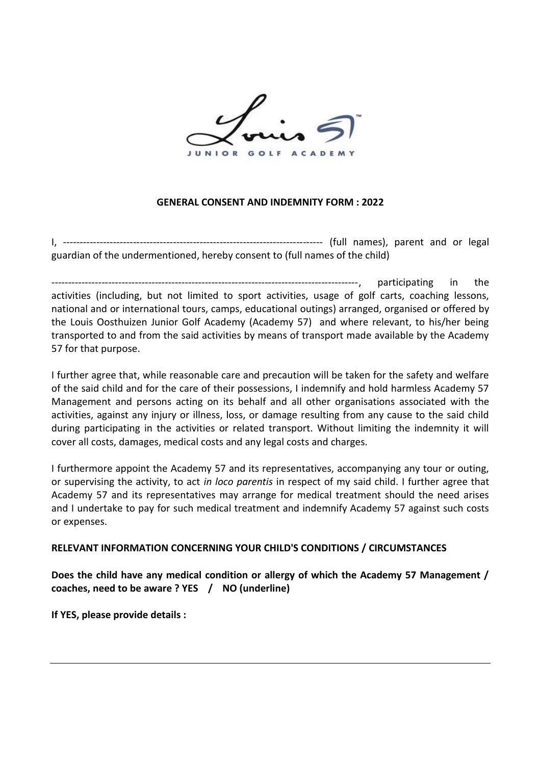**JUNIOR GOLF ACADEMY**

## GENERAL CONSENT AND INDEMNITY FORM : 2022

I, ------------------------------------------------------------------------------- (full names), parent and or legal guardian of the undermentioned, hereby consent to (full names of the child)

---------------------------------------------------------------------------------------------, participating in the activities (including, but not limited to sport activities, usage of golf carts, coaching lessons, national and or international tours, camps, educational outings) arranged, organised or offered by the Louis Oosthuizen Junior Golf Academy (Academy 57) and where relevant, to his/her being transported to and from the said activities by means of transport made available by the Academy 57 for that purpose.

I further agree that, while reasonable care and precaution will be taken for the safety and welfare of the said child and for the care of their possessions, I indemnify and hold harmless Academy 57 Management and persons acting on its behalf and all other organisations associated with the activities, against any injury or illness, loss, or damage resulting from any cause to the said child during participating in the activities or related transport. Without limiting the indemnity it will cover all costs, damages, medical costs and any legal costs and charges.

I furthermore appoint the Academy 57 and its representatives, accompanying any tour or outing, or supervising the activity, to act *in loco parentis* in respect of my said child. I further agree that Academy 57 and its representatives may arrange for medical treatment should the need arises and I undertake to pay for such medical treatment and indemnify Academy 57 against such costs or expenses.

**RELEVANT INFORMATION CONCERNING YOUR CHILD'S CONDITIONS / CIRCUMSTANCES**

**Does the child have any medical condition or allergy of which the Academy 57 Management / coaches, need to be aware ? YES / NO (underline)**

**If YES, please provide details :**

---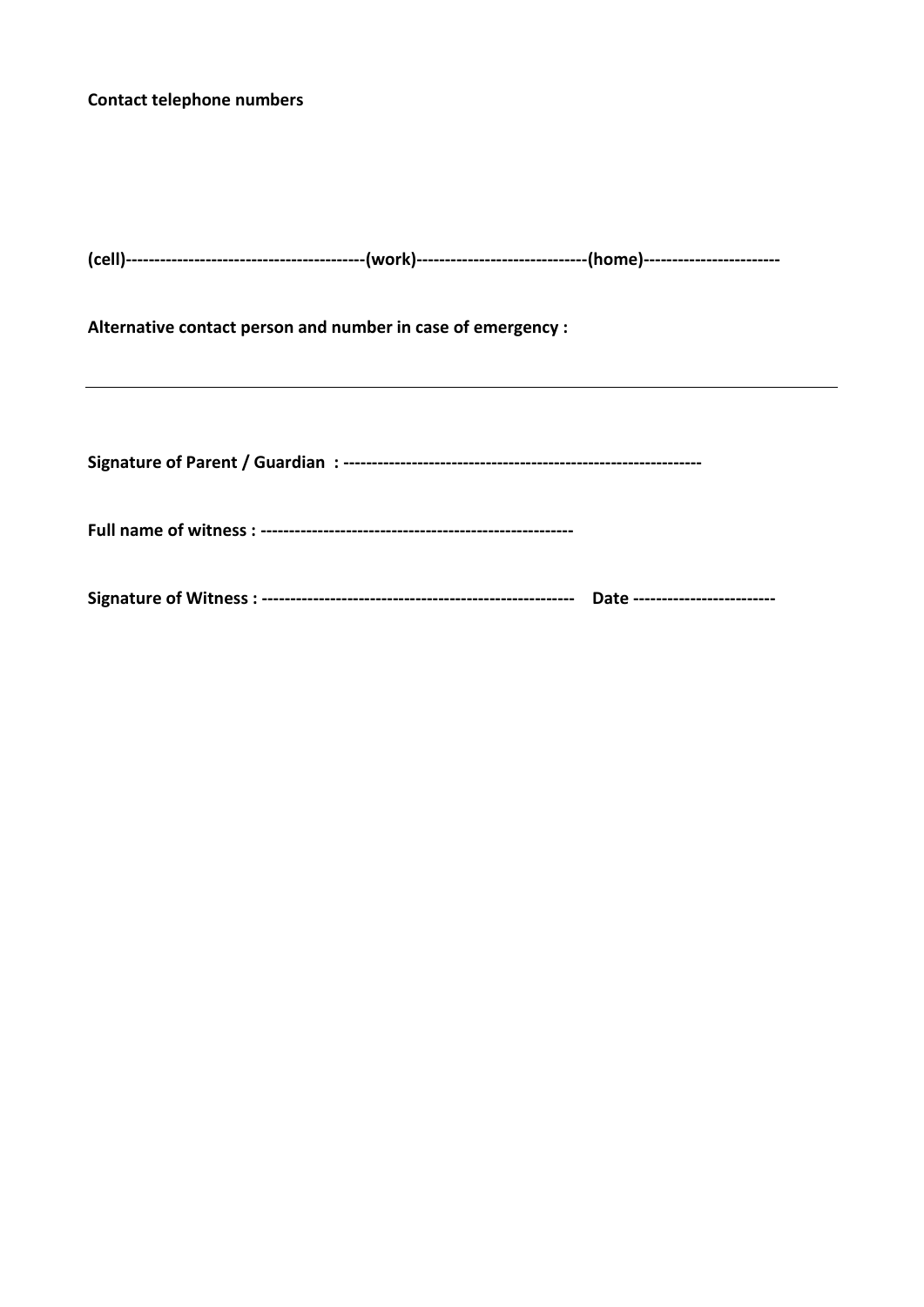**Contact telephone numbers**

**(cell)------------------------------------------(work)-----------------------------(home)-----------------------**

**Alternative contact person and number in case of emergency :**

---

**Signature of Parent / Guardian : --------------------------------------------------------------**

**Full name of witness : -----------------------------------------------------**

**Signature of Witness : ----------------------------------------------------- Date ------------------------**